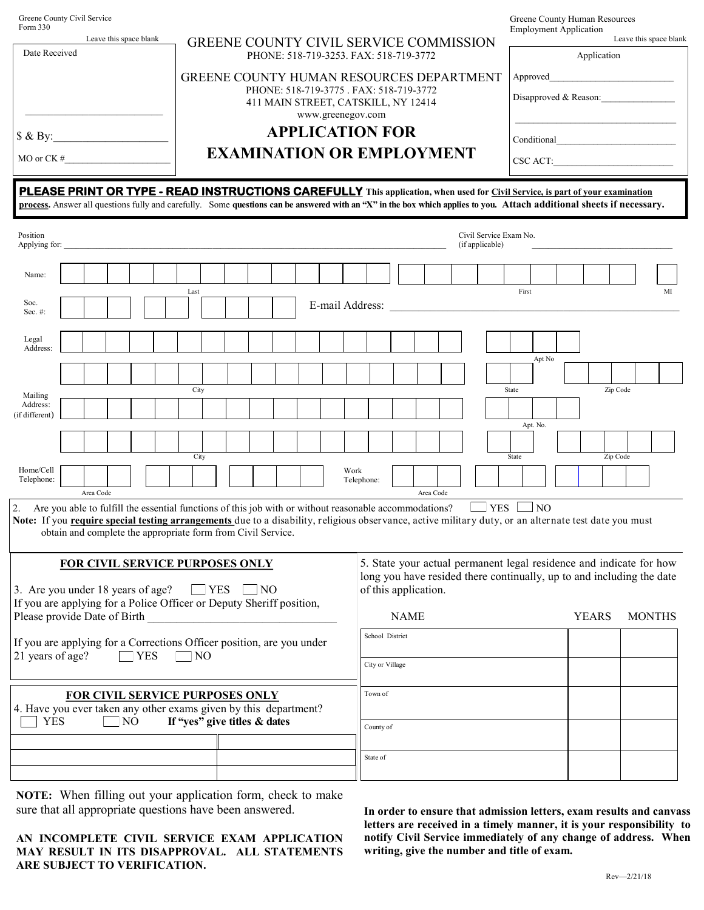Greene County Civil Service
Form 330

Greene County Human Resources
Employment Application

| Leave this space blank |
|---|
| Date Received |
| ___________________________ |
| $ & By:_____________________ |
| MO or CK #______________________ |

# GREENE COUNTY CIVIL SERVICE COMMISSION

PHONE: 518-719-3253. FAX: 518-719-3772

## GREENE COUNTY HUMAN RESOURCES DEPARTMENT

PHONE: 518-719-3775 . FAX: 518-719-3772
411 MAIN STREET, CATSKILL, NY 12414
www.greenegov.com

# APPLICATION FOR EXAMINATION OR EMPLOYMENT

| Leave this space blank |
|---|
| Application |
| Approved_________________________ |
| Disapproved & Reason:_______________ |
| ___________________________________ |
| Conditional________________________ |
| CSC ACT:_________________________ |

**PLEASE PRINT OR TYPE - READ INSTRUCTIONS CAREFULLY** **This application, when used for Civil Service, is part of your examination process.** Answer all questions fully and carefully. Some **questions can be answered with an "X" in the box which applies to you. Attach additional sheets if necessary.**

Position Applying for: ______________________________________________ Civil Service Exam No. (if applicable) ______________________

Name: [ Last ] [ First ] [ MI ]

Soc. Sec. #: [ ] E-mail Address: ______________________________________________

Legal Address: [ ] [ Apt No ]
[ City ] [ State ] [ Zip Code ]

Mailing Address: (if different) [ ] [ Apt. No. ]
[ City ] [ State ] [ Zip Code ]

Home/Cell Telephone: [ Area Code ] Work Telephone: [ Area Code ]

2. Are you able to fulfill the essential functions of this job with or without reasonable accommodations? ☐ YES ☐ NO

**Note:** If you **require special testing arrangements** due to a disability, religious observance, active military duty, or an alternate test date you must obtain and complete the appropriate form from Civil Service.

### FOR CIVIL SERVICE PURPOSES ONLY

3. Are you under 18 years of age? ☐ YES ☐ NO
If you are applying for a Police Officer or Deputy Sheriff position, Please provide Date of Birth ________________________________

If you are applying for a Corrections Officer position, are you under 21 years of age? ☐ YES ☐ NO

### FOR CIVIL SERVICE PURPOSES ONLY

4. Have you ever taken any other exams given by this department? ☐ YES ☐ NO **If "yes" give titles & dates**

| | |
|---|---|
| | |
| | |
| | |

5. State your actual permanent legal residence and indicate for how long you have resided there continually, up to and including the date of this application.

| NAME | YEARS | MONTHS |
|---|---|---|
| School District | | |
| City or Village | | |
| Town of | | |
| County of | | |
| State of | | |

**NOTE:** When filling out your application form, check to make sure that all appropriate questions have been answered.

**AN INCOMPLETE CIVIL SERVICE EXAM APPLICATION MAY RESULT IN ITS DISAPPROVAL. ALL STATEMENTS ARE SUBJECT TO VERIFICATION.**

**In order to ensure that admission letters, exam results and canvass letters are received in a timely manner, it is your responsibility to notify Civil Service immediately of any change of address. When writing, give the number and title of exam.**

Rev—2/21/18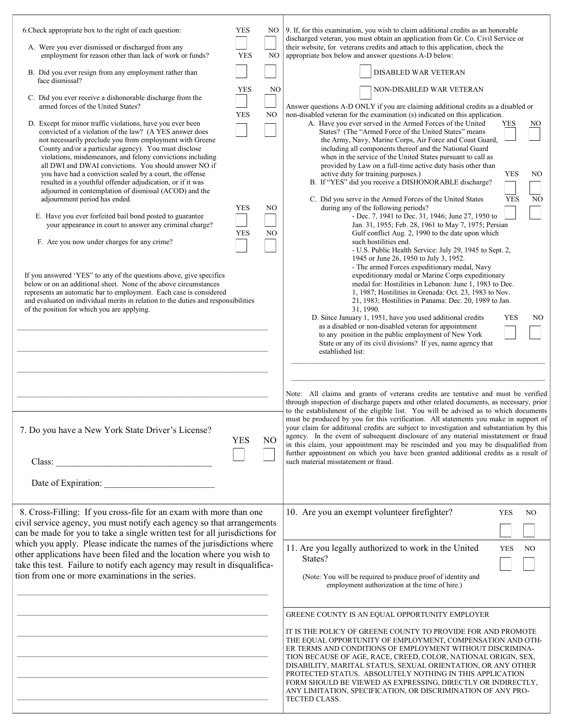6. Check appropriate box to the right of each question:

| Question | YES | NO |
|---|---|---|
| A. Were you ever dismissed or discharged from any employment for reason other than lack of work or funds? | ☐ | ☐ |
| B. Did you ever resign from any employment rather than face dismissal? | ☐ | ☐ |
| C. Did you ever receive a dishonorable discharge from the armed forces of the United States? | ☐ | ☐ |
| D. Except for minor traffic violations, have you ever been convicted of a violation of the law? (A YES answer does not necessarily preclude you from employment with Greene County and/or a particular agency). You must disclose violations, misdemeanors, and felony convictions including all DWI and DWAI convictions. You should answer NO if you have had a conviction sealed by a court, the offense resulted in a youthful offender adjudication, or if it was adjourned in contemplation of dismissal (ACOD) and the adjournment period has ended. | ☐ | ☐ |
| E. Have you ever forfeited bail bond posted to guarantee your appearance in court to answer any criminal charge? | ☐ | ☐ |
| F. Are you now under charges for any crime? | ☐ | ☐ |

If you answered 'YES' to any of the questions above, give specifics below or on an additional sheet. None of the above circumstances represents an automatic bar to employment. Each case is considered and evaluated on individual merits in relation to the duties and responsibilities of the position for which you are applying.

______________________________________________________________

______________________________________________________________

______________________________________________________________

______________________________________________________________

7. Do you have a New York State Driver's License? YES ☐ NO ☐

Class: ________________________________

Date of Expiration: ______________________

8. Cross-Filling: If you cross-file for an exam with more than one civil service agency, you must notify each agency so that arrangements can be made for you to take a single written test for all jurisdictions for which you apply. Please indicate the names of the jurisdictions where other applications have been filed and the location where you wish to take this test. Failure to notify each agency may result in disqualification from one or more examinations in the series.

______________________________________________________________

______________________________________________________________

______________________________________________________________

______________________________________________________________

______________________________________________________________

______________________________________________________________

9. If, for this examination, you wish to claim additional credits as an honorable discharged veteran, you must obtain an application from Gr. Co. Civil Service or their website, for veterans credits and attach to this application, check the appropriate box below and answer questions A-D below:

☐ DISABLED WAR VETERAN

☐ NON-DISABLED WAR VETERAN

Answer questions A-D ONLY if you are claiming additional credits as a disabled or non-disabled veteran for the examination (s) indicated on this application.

| Question | YES | NO |
|---|---|---|
| A. Have you ever served in the Armed Forces of the United States? (The "Armed Force of the United States" means the Army, Navy, Marine Corps, Air Force and Coast Guard, including all components thereof and the National Guard when in the service of the United States pursuant to call as provided by Law on a full-time active duty basis other than active duty for training purposes.) | ☐ | ☐ |
| B. If "YES" did you receive a DISHONORABLE discharge? | ☐ | ☐ |
| C. Did you serve in the Armed Forces of the United States during any of the following periods?<br>- Dec. 7, 1941 to Dec. 31, 1946; June 27, 1950 to Jan. 31, 1955; Feb. 28, 1961 to May 7, 1975; Persian Gulf conflict Aug. 2, 1990 to the date upon which such hostilities end.<br>- U.S. Public Health Service: July 29, 1945 to Sept. 2, 1945 or June 26, 1950 to July 3, 1952.<br>- The armed Forces expeditionary medal, Navy expeditionary medal or Marine Corps expeditionary medal for: Hostilities in Lebanon: June 1, 1983 to Dec. 1, 1987; Hostilities in Grenada: Oct. 23, 1983 to Nov. 21, 1983; Hostilities in Panama: Dec. 20, 1989 to Jan. 31, 1990. | ☐ | ☐ |
| D. Since January 1, 1951, have you used additional credits as a disabled or non-disabled veteran for appointment to any position in the public employment of New York State or any of its civil divisions? If yes, name agency that established list: | ☐ | ☐ |

______________________________________________________________

______________________________________________________________

Note: All claims and grants of veterans credits are tentative and must be verified through inspection of discharge papers and other related documents, as necessary, prior to the establishment of the eligible list. You will be advised as to which documents must be produced by you for this verification. All statements you make in support of your claim for additional credits are subject to investigation and substantiation by this agency. In the event of subsequent disclosure of any material misstatement or fraud in this claim, your appointment may be rescinded and you may be disqualified from further appointment on which you have been granted additional credits as a result of such material misstatement or fraud.

10. Are you an exempt volunteer firefighter? YES ☐ NO ☐

11. Are you legally authorized to work in the United States? YES ☐ NO ☐

(Note: You will be required to produce proof of identity and employment authorization at the time of hire.)

GREENE COUNTY IS AN EQUAL OPPORTUNITY EMPLOYER

IT IS THE POLICY OF GREENE COUNTY TO PROVIDE FOR AND PROMOTE THE EQUAL OPPORTUNITY OF EMPLOYMENT, COMPENSATION AND OTHER TERMS AND CONDITIONS OF EMPLOYMENT WITHOUT DISCRIMINATION BECAUSE OF AGE, RACE, CREED, COLOR, NATIONAL ORIGIN, SEX, DISABILITY, MARITAL STATUS, SEXUAL ORIENTATION, OR ANY OTHER PROTECTED STATUS. ABSOLUTELY NOTHING IN THIS APPLICATION FORM SHOULD BE VIEWED AS EXPRESSING, DIRECTLY OR INDIRECTLY, ANY LIMITATION, SPECIFICATION, OR DISCRIMINATION OF ANY PROTECTED CLASS.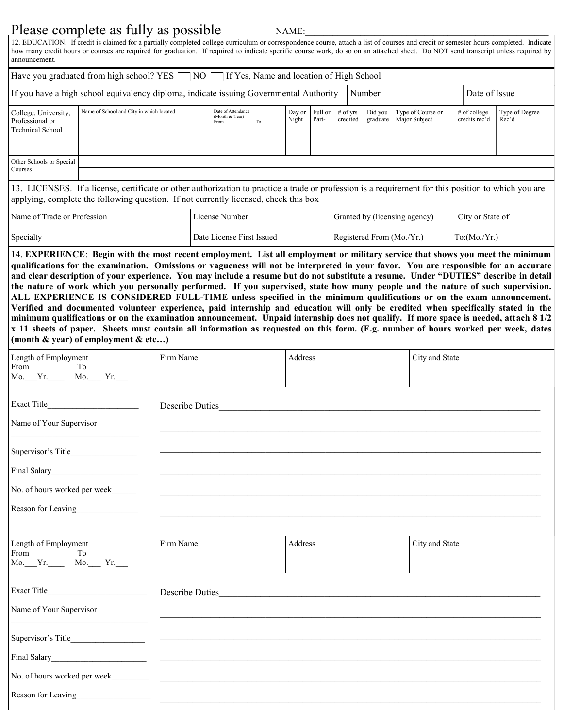Please complete as fully as possible NAME:______________________________

12. EDUCATION. If credit is claimed for a partially completed college curriculum or correspondence course, attach a list of courses and credit or semester hours completed. Indicate how many credit hours or courses are required for graduation. If required to indicate specific course work, do so on an attached sheet. Do NOT send transcript unless required by announcement.

Have you graduated from high school? YES ☐ NO ☐ If Yes, Name and location of High School

| If you have a high school equivalency diploma, indicate issuing Governmental Authority | Number | Date of Issue |
|---|---|---|

| College, University, Professional or Technical School | Name of School and City in which located | Date of Attendance (Month & Year) From To | Day or Night | Full or Part- | # of yrs credited | Did you graduate | Type of Course or Major Subject | # of college credits rec'd | Type of Degree Rec'd |
|---|---|---|---|---|---|---|---|---|---|
| | | | | | | | | | |
| | | | | | | | | | |
| Other Schools or Special Courses | | | | | | | | | |
| | | | | | | | | | |

13. LICENSES. If a license, certificate or other authorization to practice a trade or profession is a requirement for this position to which you are applying, complete the following question. If not currently licensed, check this box ☐

| Name of Trade or Profession | License Number | Granted by (licensing agency) | City or State of |
|---|---|---|---|
| Specialty | Date License First Issued | Registered From (Mo./Yr.) | To:(Mo./Yr.) |

14. **EXPERIENCE**: **Begin with the most recent employment. List all employment or military service that shows you meet the minimum qualifications for the examination. Omissions or vagueness will not be interpreted in your favor. You are responsible for an accurate and clear description of your experience. You may include a resume but do not substitute a resume. Under "DUTIES" describe in detail the nature of work which you personally performed. If you supervised, state how many people and the nature of such supervision. ALL EXPERIENCE IS CONSIDERED FULL-TIME unless specified in the minimum qualifications or on the exam announcement. Verified and documented volunteer experience, paid internship and education will only be credited when specifically stated in the minimum qualifications or on the examination announcement. Unpaid internship does not qualify. If more space is needed, attach 8 1/2 x 11 sheets of paper. Sheets must contain all information as requested on this form. (E.g. number of hours worked per week, dates (month & year) of employment & etc…)**

| Length of Employment From To Mo.___Yr.____ Mo.___ Yr.___ | Firm Name | Address | City and State |
|---|---|---|---|

Exact Title______________________

Name of Your Supervisor ______________________________

Supervisor's Title_______________

Final Salary_____________________

No. of hours worked per week______

Reason for Leaving______________

Describe Duties________________________________________________________________________
_______________________________________________________________________________________
_______________________________________________________________________________________
_______________________________________________________________________________________
_______________________________________________________________________________________
_______________________________________________________________________________________

| Length of Employment From To Mo.___Yr.____ Mo.___ Yr.___ | Firm Name | Address | City and State |
|---|---|---|---|

Exact Title________________________

Name of Your Supervisor ________________________________

Supervisor's Title_________________

Final Salary_______________________

No. of hours worked per week________

Reason for Leaving_________________

Describe Duties________________________________________________________________________
_______________________________________________________________________________________
_______________________________________________________________________________________
_______________________________________________________________________________________
_______________________________________________________________________________________
_______________________________________________________________________________________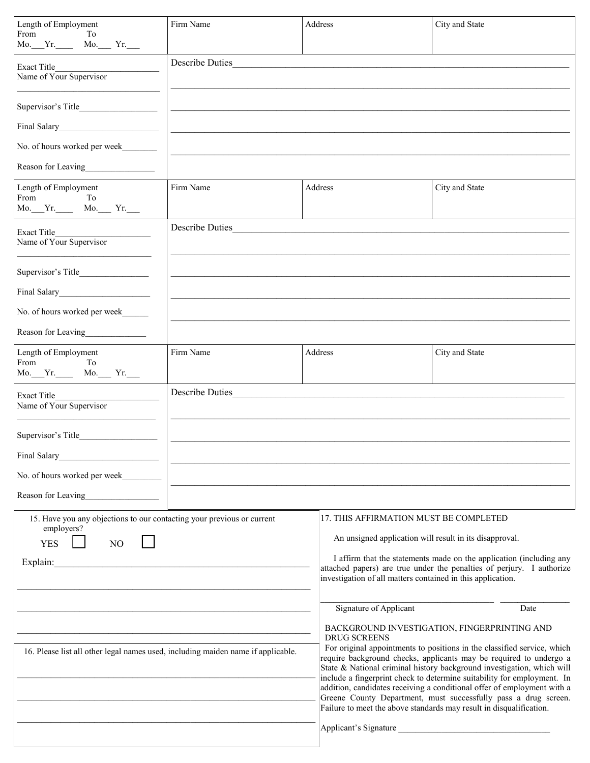| Length of Employment<br>From To<br>Mo.___Yr.____ Mo.___ Yr.___ | Firm Name | Address | City and State |
| --- | --- | --- | --- |
| Exact Title________________________<br>Name of Your Supervisor<br>________________________________<br>Supervisor's Title_________________<br>Final Salary______________________<br>No. of hours worked per week________<br>Reason for Leaving________________ | Describe Duties_______________________________________________________________ | | |

| Length of Employment<br>From To<br>Mo.___Yr.____ Mo.___ Yr.___ | Firm Name | Address | City and State |
| --- | --- | --- | --- |
| Exact Title______________________<br>Name of Your Supervisor<br>________________________________<br>Supervisor's Title_______________<br>Final Salary_____________________<br>No. of hours worked per week______<br>Reason for Leaving_____________ | Describe Duties_______________________________________________________________ | | |

| Length of Employment<br>From To<br>Mo.___Yr.____ Mo.___ Yr.___ | Firm Name | Address | City and State |
| --- | --- | --- | --- |
| Exact Title________________________<br>Name of Your Supervisor<br>________________________________<br>Supervisor's Title_________________<br>Final Salary______________________<br>No. of hours worked per week_________<br>Reason for Leaving_________________ | Describe Duties_______________________________________________________________ | | |

15. Have you any objections to our contacting your previous or current employers?

YES ☐ NO ☐

Explain:_________________________________________________________

_________________________________________________________________

_________________________________________________________________

_________________________________________________________________

16. Please list all other legal names used, including maiden name if applicable.

_________________________________________________________________

_________________________________________________________________

_________________________________________________________________

17. THIS AFFIRMATION MUST BE COMPLETED

An unsigned application will result in its disapproval.

I affirm that the statements made on the application (including any attached papers) are true under the penalties of perjury. I authorize investigation of all matters contained in this application.

______________________________________ ______________

Signature of Applicant Date

BACKGROUND INVESTIGATION, FINGERPRINTING AND DRUG SCREENS

For original appointments to positions in the classified service, which require background checks, applicants may be required to undergo a State & National criminal history background investigation, which will include a fingerprint check to determine suitability for employment. In addition, candidates receiving a conditional offer of employment with a Greene County Department, must successfully pass a drug screen. Failure to meet the above standards may result in disqualification.

Applicant's Signature ___________________________________